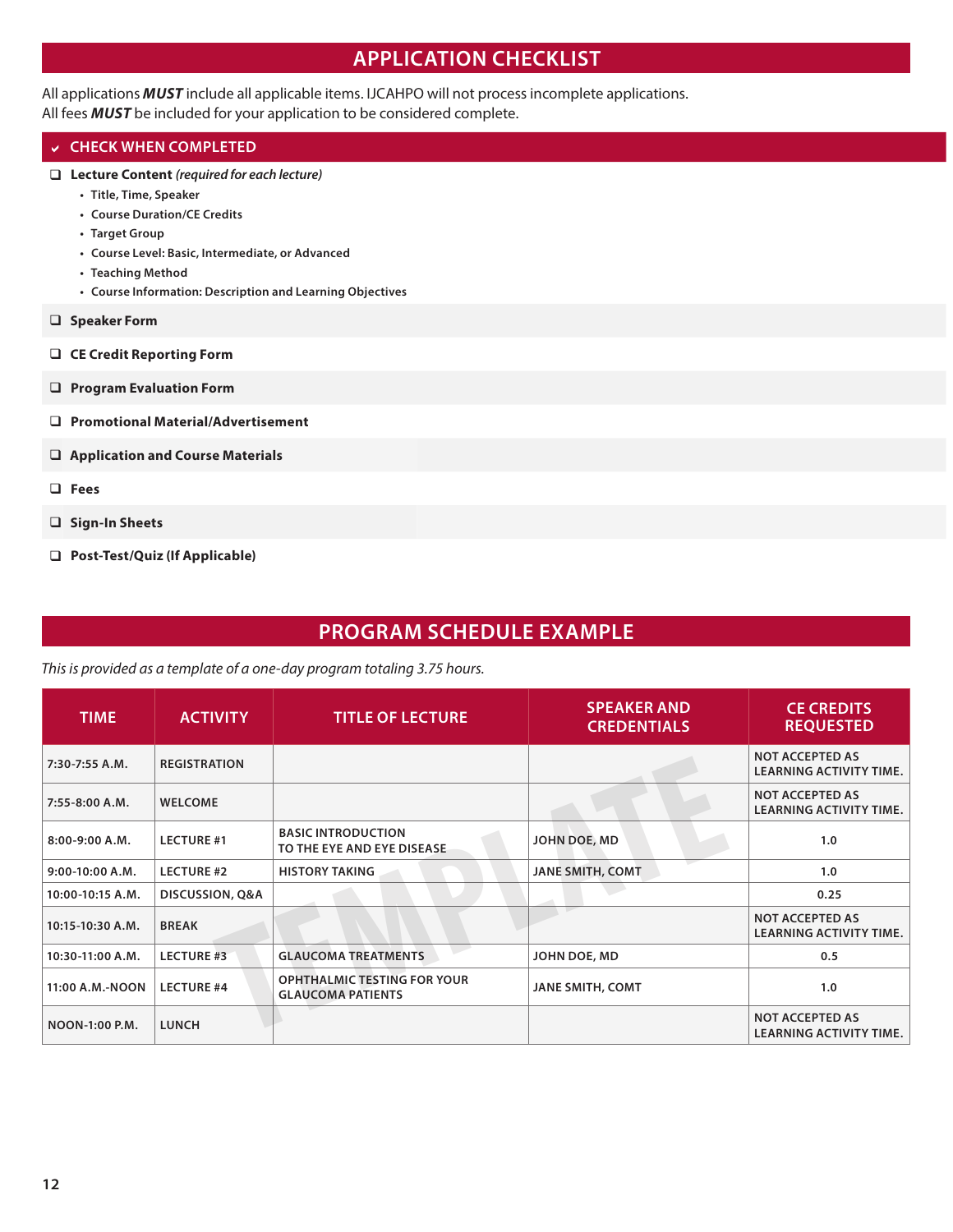## APPLICATION CHECKLIST

All applications ***MUST*** include all applicable items. IJCAHPO will not process incomplete applications.
All fees ***MUST*** be included for your application to be considered complete.

### ✔ CHECK WHEN COMPLETED

- ❑ **Lecture Content** *(required for each lecture)*
  - Title, Time, Speaker
  - Course Duration/CE Credits
  - Target Group
  - Course Level: Basic, Intermediate, or Advanced
  - Teaching Method
  - Course Information: Description and Learning Objectives
- ❑ **Speaker Form**
- ❑ **CE Credit Reporting Form**
- ❑ **Program Evaluation Form**
- ❑ **Promotional Material/Advertisement**
- ❑ **Application and Course Materials**
- ❑ **Fees**
- ❑ **Sign-In Sheets**
- ❑ **Post-Test/Quiz (If Applicable)**

## PROGRAM SCHEDULE EXAMPLE

*This is provided as a template of a one-day program totaling 3.75 hours.*

| TIME | ACTIVITY | TITLE OF LECTURE | SPEAKER AND CREDENTIALS | CE CREDITS REQUESTED |
|---|---|---|---|---|
| 7:30-7:55 A.M. | REGISTRATION | | | NOT ACCEPTED AS LEARNING ACTIVITY TIME. |
| 7:55-8:00 A.M. | WELCOME | | | NOT ACCEPTED AS LEARNING ACTIVITY TIME. |
| 8:00-9:00 A.M. | LECTURE #1 | BASIC INTRODUCTION TO THE EYE AND EYE DISEASE | JOHN DOE, MD | 1.0 |
| 9:00-10:00 A.M. | LECTURE #2 | HISTORY TAKING | JANE SMITH, COMT | 1.0 |
| 10:00-10:15 A.M. | DISCUSSION, Q&A | | | 0.25 |
| 10:15-10:30 A.M. | BREAK | | | NOT ACCEPTED AS LEARNING ACTIVITY TIME. |
| 10:30-11:00 A.M. | LECTURE #3 | GLAUCOMA TREATMENTS | JOHN DOE, MD | 0.5 |
| 11:00 A.M.-NOON | LECTURE #4 | OPHTHALMIC TESTING FOR YOUR GLAUCOMA PATIENTS | JANE SMITH, COMT | 1.0 |
| NOON-1:00 P.M. | LUNCH | | | NOT ACCEPTED AS LEARNING ACTIVITY TIME. |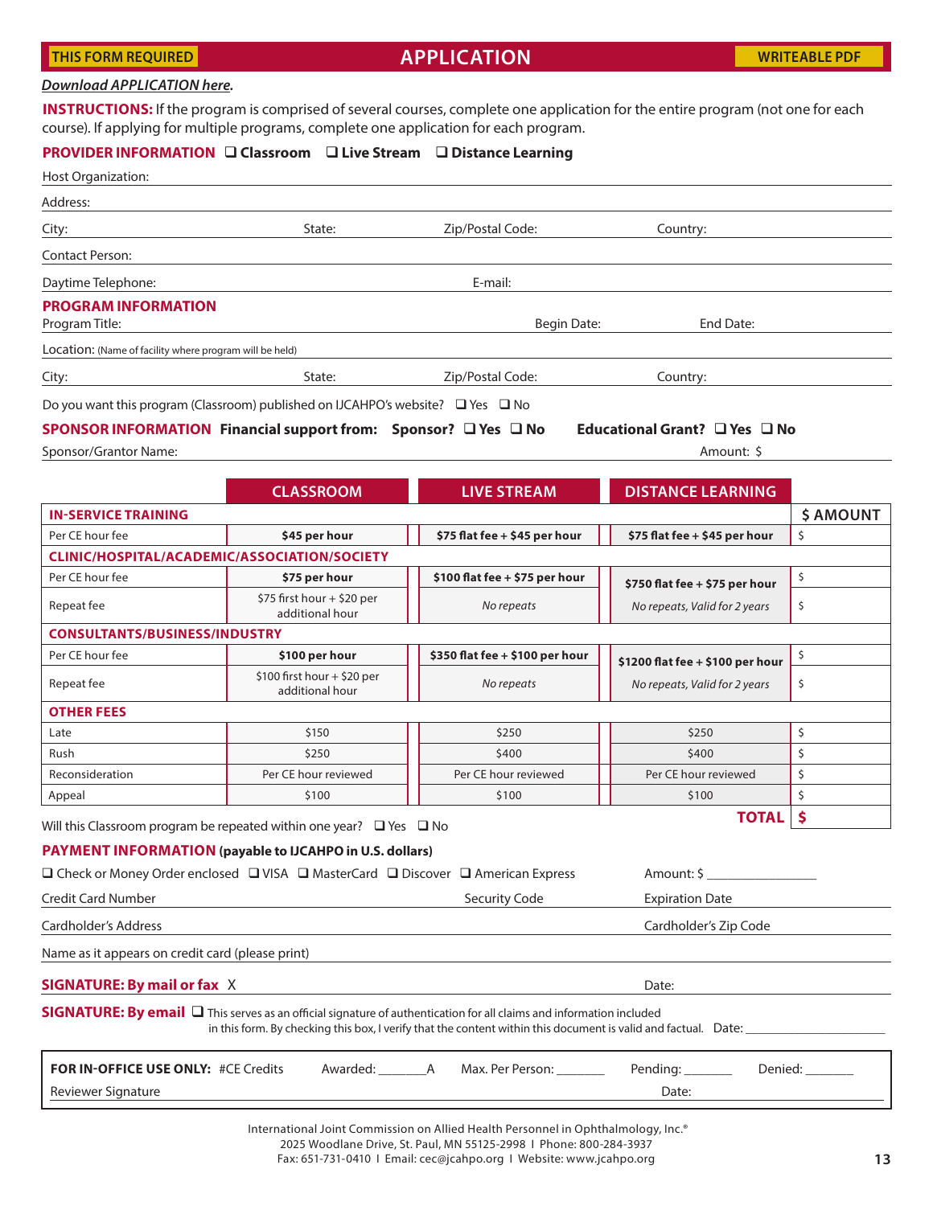THIS FORM REQUIRED

## APPLICATION

WRITEABLE PDF

***Download APPLICATION here.***

**INSTRUCTIONS:** If the program is comprised of several courses, complete one application for the entire program (not one for each course). If applying for multiple programs, complete one application for each program.

**PROVIDER INFORMATION** ❑ **Classroom** ❑ **Live Stream** ❑ **Distance Learning**

Host Organization:

Address:

City: State: Zip/Postal Code: Country:

Contact Person:

Daytime Telephone: E-mail:

**PROGRAM INFORMATION**

Program Title: Begin Date: End Date:

Location: (Name of facility where program will be held)

City: State: Zip/Postal Code: Country:

Do you want this program (Classroom) published on IJCAHPO's website? ❑ Yes ❑ No

**SPONSOR INFORMATION** **Financial support from: Sponsor? ❑ Yes ❑ No** **Educational Grant? ❑ Yes ❑ No**

Sponsor/Grantor Name: Amount: $

| | CLASSROOM | LIVE STREAM | DISTANCE LEARNING | $ AMOUNT |
|---|---|---|---|---|
| **IN-SERVICE TRAINING** | | | | |
| Per CE hour fee | **$45 per hour** | **$75 flat fee + $45 per hour** | **$75 flat fee + $45 per hour** | $ |
| **CLINIC/HOSPITAL/ACADEMIC/ASSOCIATION/SOCIETY** | | | | |
| Per CE hour fee | **$75 per hour** | **$100 flat fee + $75 per hour** | **$750 flat fee + $75 per hour** | $ |
| Repeat fee | $75 first hour + $20 per additional hour | *No repeats* | *No repeats, Valid for 2 years* | $ |
| **CONSULTANTS/BUSINESS/INDUSTRY** | | | | |
| Per CE hour fee | **$100 per hour** | **$350 flat fee + $100 per hour** | **$1200 flat fee + $100 per hour** | $ |
| Repeat fee | $100 first hour + $20 per additional hour | *No repeats* | *No repeats, Valid for 2 years* | $ |
| **OTHER FEES** | | | | |
| Late | $150 | $250 | $250 | $ |
| Rush | $250 | $400 | $400 | $ |
| Reconsideration | Per CE hour reviewed | Per CE hour reviewed | Per CE hour reviewed | $ |
| Appeal | $100 | $100 | $100 | $ |
| | | | **TOTAL** | **$** |

Will this Classroom program be repeated within one year? ❑ Yes ❑ No

**PAYMENT INFORMATION** **(payable to IJCAHPO in U.S. dollars)**

❑ Check or Money Order enclosed ❑ VISA ❑ MasterCard ❑ Discover ❑ American Express Amount: $ ________________

Credit Card Number Security Code Expiration Date

Cardholder's Address Cardholder's Zip Code

Name as it appears on credit card (please print)

**SIGNATURE: By mail or fax** X Date:

**SIGNATURE: By email** ❑ This serves as an official signature of authentication for all claims and information included in this form. By checking this box, I verify that the content within this document is valid and factual. Date: ____________________

**FOR IN-OFFICE USE ONLY:** #CE Credits Awarded: _______A Max. Per Person: _______ Pending: _______ Denied: _______

Reviewer Signature Date:

International Joint Commission on Allied Health Personnel in Ophthalmology, Inc.®
2025 Woodlane Drive, St. Paul, MN 55125-2998 I Phone: 800-284-3937
Fax: 651-731-0410 I Email: cec@jcahpo.org I Website: www.jcahpo.org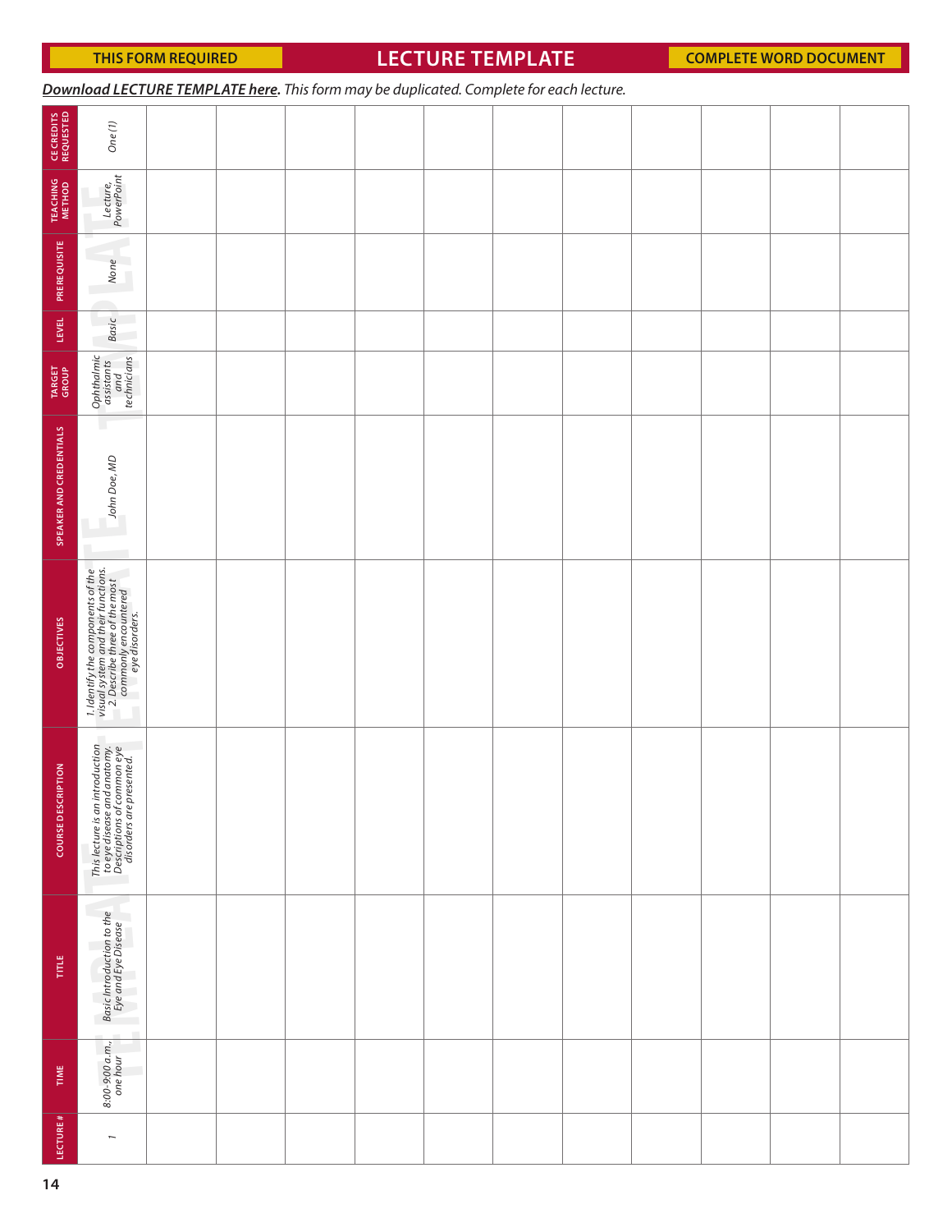**THIS FORM REQUIRED** | **LECTURE TEMPLATE** | **COMPLETE WORD DOCUMENT**

***Download LECTURE TEMPLATE here****. This form may be duplicated. Complete for each lecture.*

| LECTURE # | TIME | TITLE | COURSE DESCRIPTION | OBJECTIVES | SPEAKER AND CREDENTIALS | TARGET GROUP | LEVEL | PREREQUISITE | TEACHING METHOD | CE CREDITS REQUESTED |
|---|---|---|---|---|---|---|---|---|---|---|
| *1* | *8:00-9:00 a.m., one hour* | *Basic Introduction to the Eye and Eye Disease* | *This lecture is an introduction to eye disease and anatomy. Descriptions of common eye disorders are presented.* | *1. Identify the components of the visual system and their functions. 2. Describe three of the most commonly encountered eye disorders.* | *John Doe, MD* | *Ophthalmic assistants and technicians* | *Basic* | *None* | *Lecture, PowerPoint* | *One (1)* |
| | | | | | | | | | | |
| | | | | | | | | | | |
| | | | | | | | | | | |
| | | | | | | | | | | |
| | | | | | | | | | | |
| | | | | | | | | | | |
| | | | | | | | | | | |
| | | | | | | | | | | |
| | | | | | | | | | | |
| | | | | | | | | | | |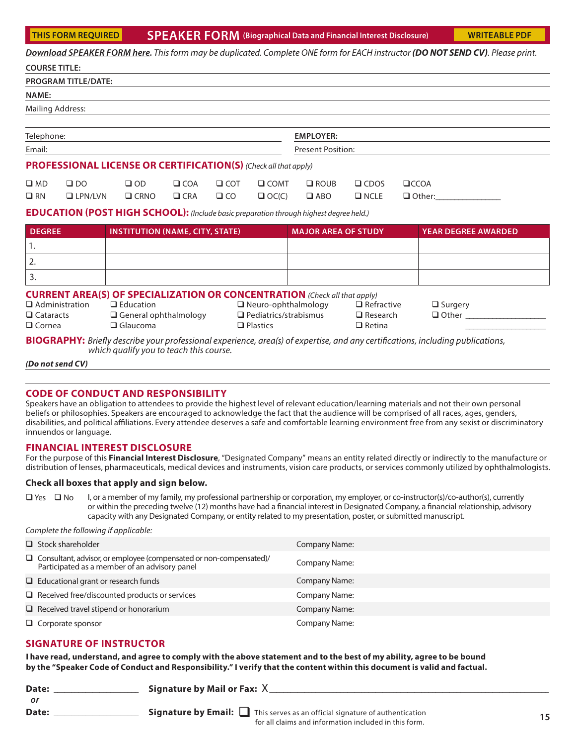THIS FORM REQUIRED

# SPEAKER FORM (Biographical Data and Financial Interest Disclosure)

WRITEABLE PDF

***Download SPEAKER FORM here.*** *This form may be duplicated. Complete ONE form for EACH instructor **(DO NOT SEND CV)**. Please print.*

**COURSE TITLE:**

**PROGRAM TITLE/DATE:**

**NAME:**

Mailing Address:

Telephone:

**EMPLOYER:**

Email:

Present Position:

## PROFESSIONAL LICENSE OR CERTIFICATION(S) *(Check all that apply)*

❑ MD ❑ DO ❑ OD ❑ COA ❑ COT ❑ COMT ❑ ROUB ❑ CDOS ❑ CCOA

❑ RN ❑ LPN/LVN ❑ CRNO ❑ CRA ❑ CO ❑ OC(C) ❑ ABO ❑ NCLE ❑ Other:_______________

## EDUCATION (POST HIGH SCHOOL): *(Include basic preparation through highest degree held.)*

| DEGREE | INSTITUTION (NAME, CITY, STATE) | MAJOR AREA OF STUDY | YEAR DEGREE AWARDED |
|---|---|---|---|
| 1. | | | |
| 2. | | | |
| 3. | | | |

## CURRENT AREA(S) OF SPECIALIZATION OR CONCENTRATION *(Check all that apply)*

❑ Administration ❑ Education ❑ Neuro-ophthalmology ❑ Refractive ❑ Surgery

❑ Cataracts ❑ General ophthalmology ❑ Pediatrics/strabismus ❑ Research ❑ Other ___________________

❑ Cornea ❑ Glaucoma ❑ Plastics ❑ Retina ___________________

**BIOGRAPHY:** *Briefly describe your professional experience, area(s) of expertise, and any certifications, including publications, which qualify you to teach this course.*

***(Do not send CV)***

## CODE OF CONDUCT AND RESPONSIBILITY

Speakers have an obligation to attendees to provide the highest level of relevant education/learning materials and not their own personal beliefs or philosophies. Speakers are encouraged to acknowledge the fact that the audience will be comprised of all races, ages, genders, disabilities, and political affiliations. Every attendee deserves a safe and comfortable learning environment free from any sexist or discriminatory innuendos or language.

## FINANCIAL INTEREST DISCLOSURE

For the purpose of this **Financial Interest Disclosure**, "Designated Company" means an entity related directly or indirectly to the manufacture or distribution of lenses, pharmaceuticals, medical devices and instruments, vision care products, or services commonly utilized by ophthalmologists.

**Check all boxes that apply and sign below.**

❑ Yes ❑ No I, or a member of my family, my professional partnership or corporation, my employer, or co-instructor(s)/co-author(s), currently or within the preceding twelve (12) months have had a financial interest in Designated Company, a financial relationship, advisory capacity with any Designated Company, or entity related to my presentation, poster, or submitted manuscript.

*Complete the following if applicable:*

| | |
|---|---|
| ❑ Stock shareholder | Company Name: |
| ❑ Consultant, advisor, or employee (compensated or non-compensated)/ Participated as a member of an advisory panel | Company Name: |
| ❑ Educational grant or research funds | Company Name: |
| ❑ Received free/discounted products or services | Company Name: |
| ❑ Received travel stipend or honorarium | Company Name: |
| ❑ Corporate sponsor | Company Name: |

## SIGNATURE OF INSTRUCTOR

**I have read, understand, and agree to comply with the above statement and to the best of my ability, agree to be bound by the "Speaker Code of Conduct and Responsibility." I verify that the content within this document is valid and factual.**

**Date:** _________________ **Signature by Mail or Fax:** X_______________________________________________

***or***

**Date:** _________________ **Signature by Email:** ❑ This serves as an official signature of authentication for all claims and information included in this form.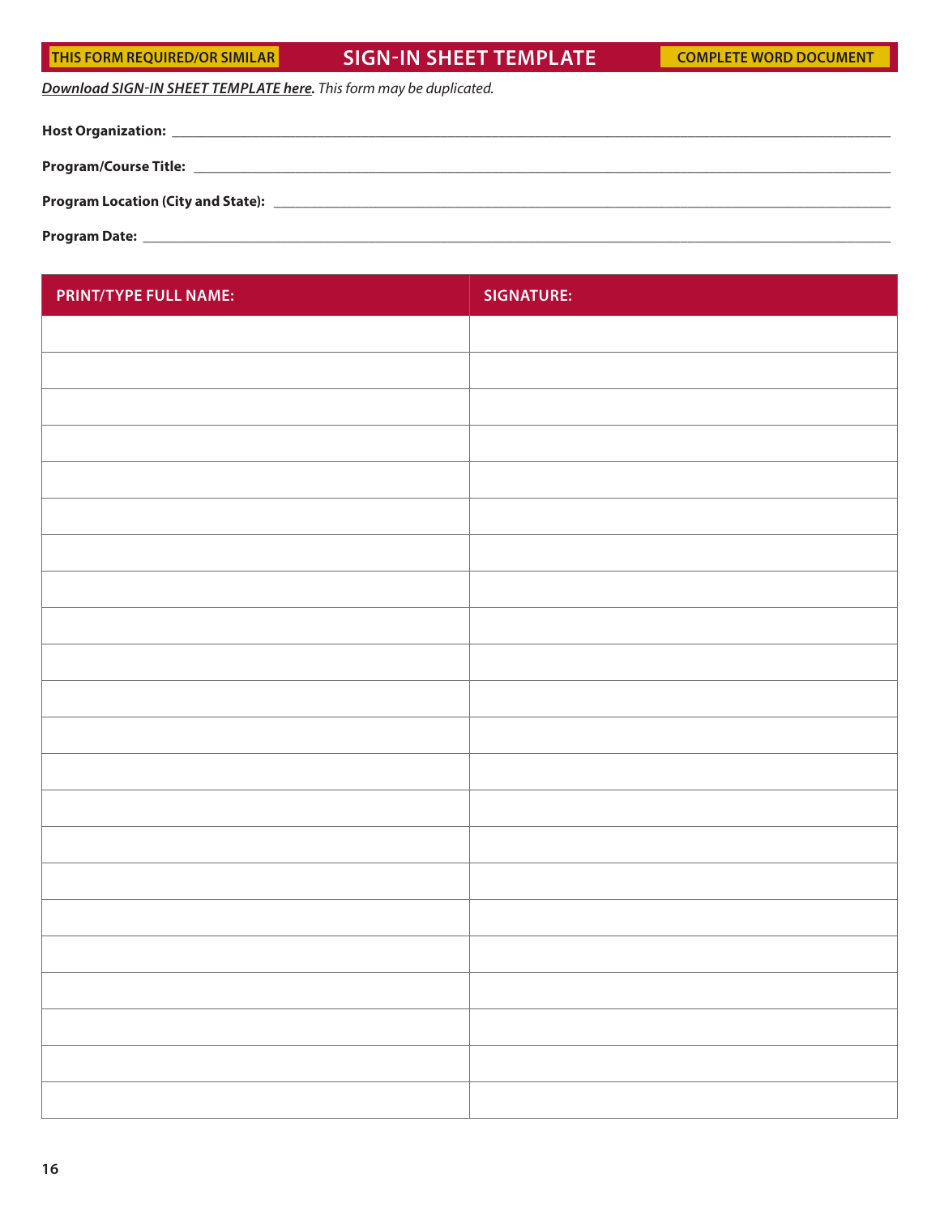**THIS FORM REQUIRED/OR SIMILAR** | **SIGN-IN SHEET TEMPLATE** | **COMPLETE WORD DOCUMENT**

***Download SIGN-IN SHEET TEMPLATE here.*** *This form may be duplicated.*

**Host Organization:** ______________________________________________

**Program/Course Title:** ______________________________________________

**Program Location (City and State):** ______________________________________________

**Program Date:** ______________________________________________

| PRINT/TYPE FULL NAME: | SIGNATURE: |
| --- | --- |
| | |
| | |
| | |
| | |
| | |
| | |
| | |
| | |
| | |
| | |
| | |
| | |
| | |
| | |
| | |
| | |
| | |
| | |
| | |
| | |
| | |
| | |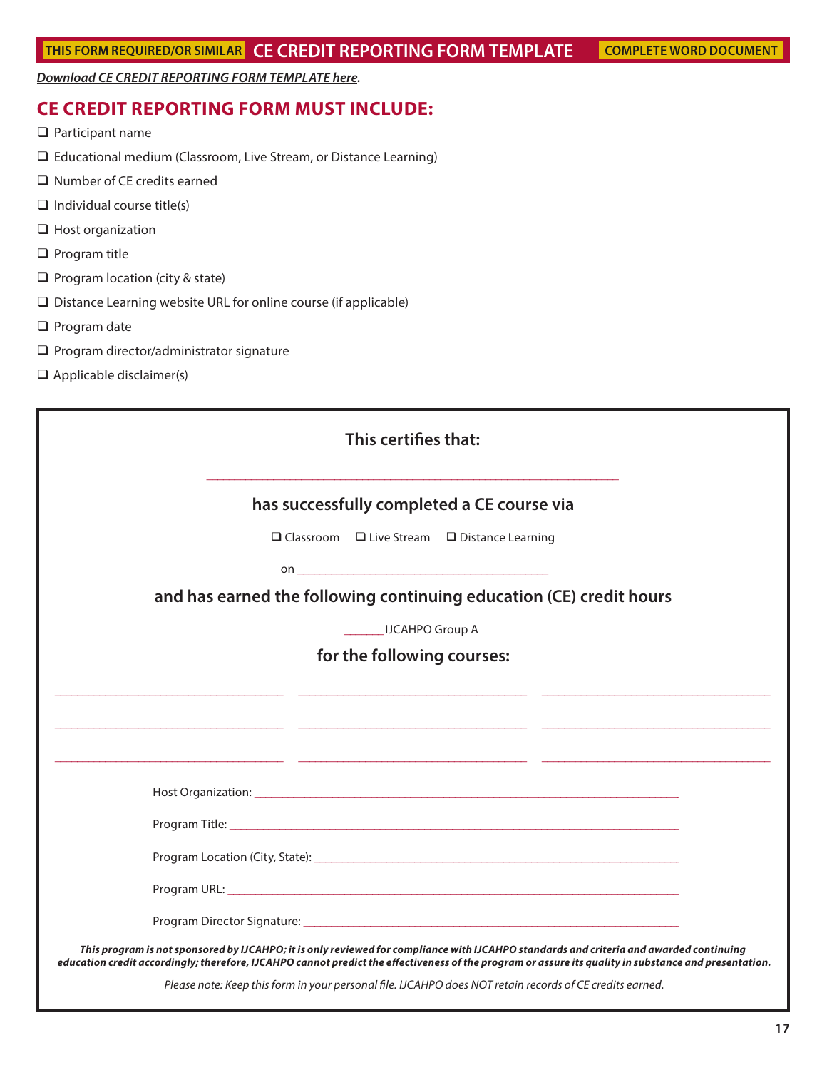**THIS FORM REQUIRED/OR SIMILAR** **CE CREDIT REPORTING FORM TEMPLATE** **COMPLETE WORD DOCUMENT**

***Download CE CREDIT REPORTING FORM TEMPLATE here.***

## CE CREDIT REPORTING FORM MUST INCLUDE:

- ❑ Participant name
- ❑ Educational medium (Classroom, Live Stream, or Distance Learning)
- ❑ Number of CE credits earned
- ❑ Individual course title(s)
- ❑ Host organization
- ❑ Program title
- ❑ Program location (city & state)
- ❑ Distance Learning website URL for online course (if applicable)
- ❑ Program date
- ❑ Program director/administrator signature
- ❑ Applicable disclaimer(s)

---

**This certifies that:**

______________________________________________

**has successfully completed a CE course via**

❑ Classroom ❑ Live Stream ❑ Distance Learning

on ________________________________

**and has earned the following continuing education (CE) credit hours**

______ IJCAHPO Group A

**for the following courses:**

______________________ ______________________ ______________________

______________________ ______________________ ______________________

______________________ ______________________ ______________________

Host Organization: ______________________________________________

Program Title: ______________________________________________

Program Location (City, State): ______________________________________________

Program URL: ______________________________________________

Program Director Signature: ______________________________________________

***This program is not sponsored by IJCAHPO; it is only reviewed for compliance with IJCAHPO standards and criteria and awarded continuing education credit accordingly; therefore, IJCAHPO cannot predict the effectiveness of the program or assure its quality in substance and presentation.***

*Please note: Keep this form in your personal file. IJCAHPO does NOT retain records of CE credits earned.*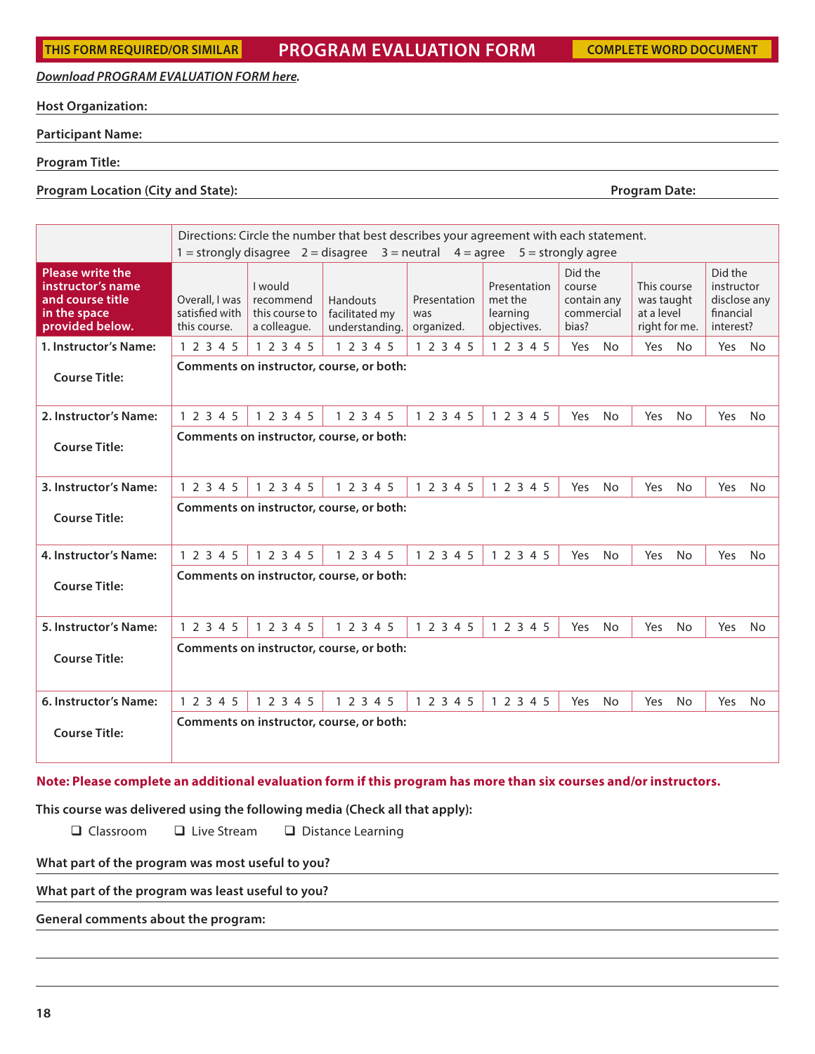THIS FORM REQUIRED/OR SIMILAR

# PROGRAM EVALUATION FORM

COMPLETE WORD DOCUMENT

***Download PROGRAM EVALUATION FORM here.***

**Host Organization:**

**Participant Name:**

**Program Title:**

**Program Location (City and State):** **Program Date:**

| | Directions: Circle the number that best describes your agreement with each statement. 1 = strongly disagree 2 = disagree 3 = neutral 4 = agree 5 = strongly agree | | | | | | | |
|---|---|---|---|---|---|---|---|---|
| **Please write the instructor's name and course title in the space provided below.** | Overall, I was satisfied with this course. | I would recommend this course to a colleague. | Handouts facilitated my understanding. | Presentation was organized. | Presentation met the learning objectives. | Did the course contain any commercial bias? | This course was taught at a level right for me. | Did the instructor disclose any financial interest? |
| **1. Instructor's Name:** | 1 2 3 4 5 | 1 2 3 4 5 | 1 2 3 4 5 | 1 2 3 4 5 | 1 2 3 4 5 | Yes No | Yes No | Yes No |
| **Course Title:** | **Comments on instructor, course, or both:** | | | | | | | |
| **2. Instructor's Name:** | 1 2 3 4 5 | 1 2 3 4 5 | 1 2 3 4 5 | 1 2 3 4 5 | 1 2 3 4 5 | Yes No | Yes No | Yes No |
| **Course Title:** | **Comments on instructor, course, or both:** | | | | | | | |
| **3. Instructor's Name:** | 1 2 3 4 5 | 1 2 3 4 5 | 1 2 3 4 5 | 1 2 3 4 5 | 1 2 3 4 5 | Yes No | Yes No | Yes No |
| **Course Title:** | **Comments on instructor, course, or both:** | | | | | | | |
| **4. Instructor's Name:** | 1 2 3 4 5 | 1 2 3 4 5 | 1 2 3 4 5 | 1 2 3 4 5 | 1 2 3 4 5 | Yes No | Yes No | Yes No |
| **Course Title:** | **Comments on instructor, course, or both:** | | | | | | | |
| **5. Instructor's Name:** | 1 2 3 4 5 | 1 2 3 4 5 | 1 2 3 4 5 | 1 2 3 4 5 | 1 2 3 4 5 | Yes No | Yes No | Yes No |
| **Course Title:** | **Comments on instructor, course, or both:** | | | | | | | |
| **6. Instructor's Name:** | 1 2 3 4 5 | 1 2 3 4 5 | 1 2 3 4 5 | 1 2 3 4 5 | 1 2 3 4 5 | Yes No | Yes No | Yes No |
| **Course Title:** | **Comments on instructor, course, or both:** | | | | | | | |

**Note: Please complete an additional evaluation form if this program has more than six courses and/or instructors.**

**This course was delivered using the following media (Check all that apply):**

- ❑ Classroom
- ❑ Live Stream
- ❑ Distance Learning

**What part of the program was most useful to you?**

**What part of the program was least useful to you?**

**General comments about the program:**